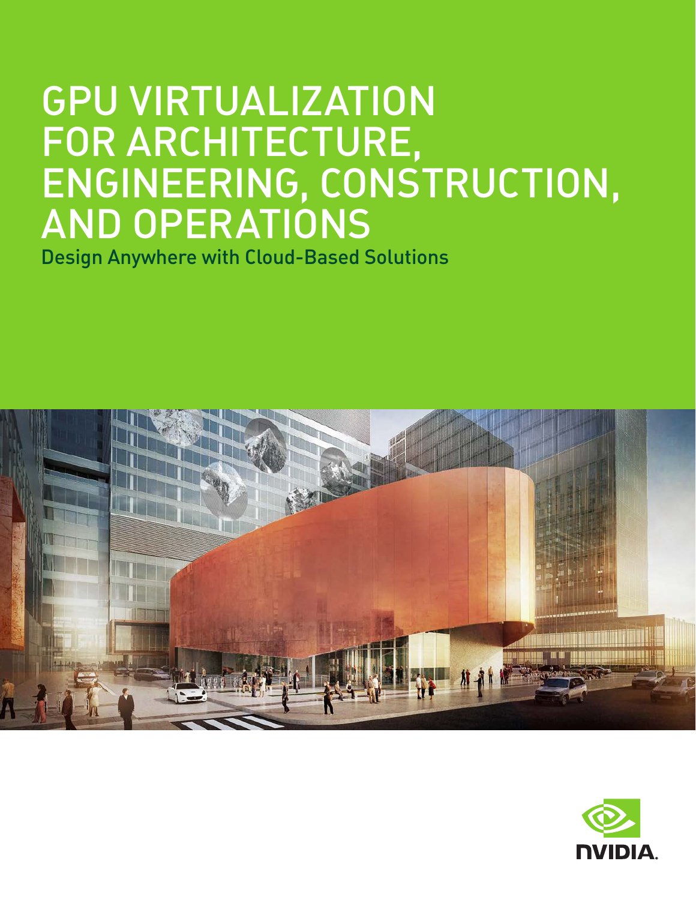# GPU VIRTUALIZATION FOR ARCHITECTURE, ENGINEERING, CONSTRUCTION, AND OPERATIONS

Design Anywhere with Cloud-Based Solutions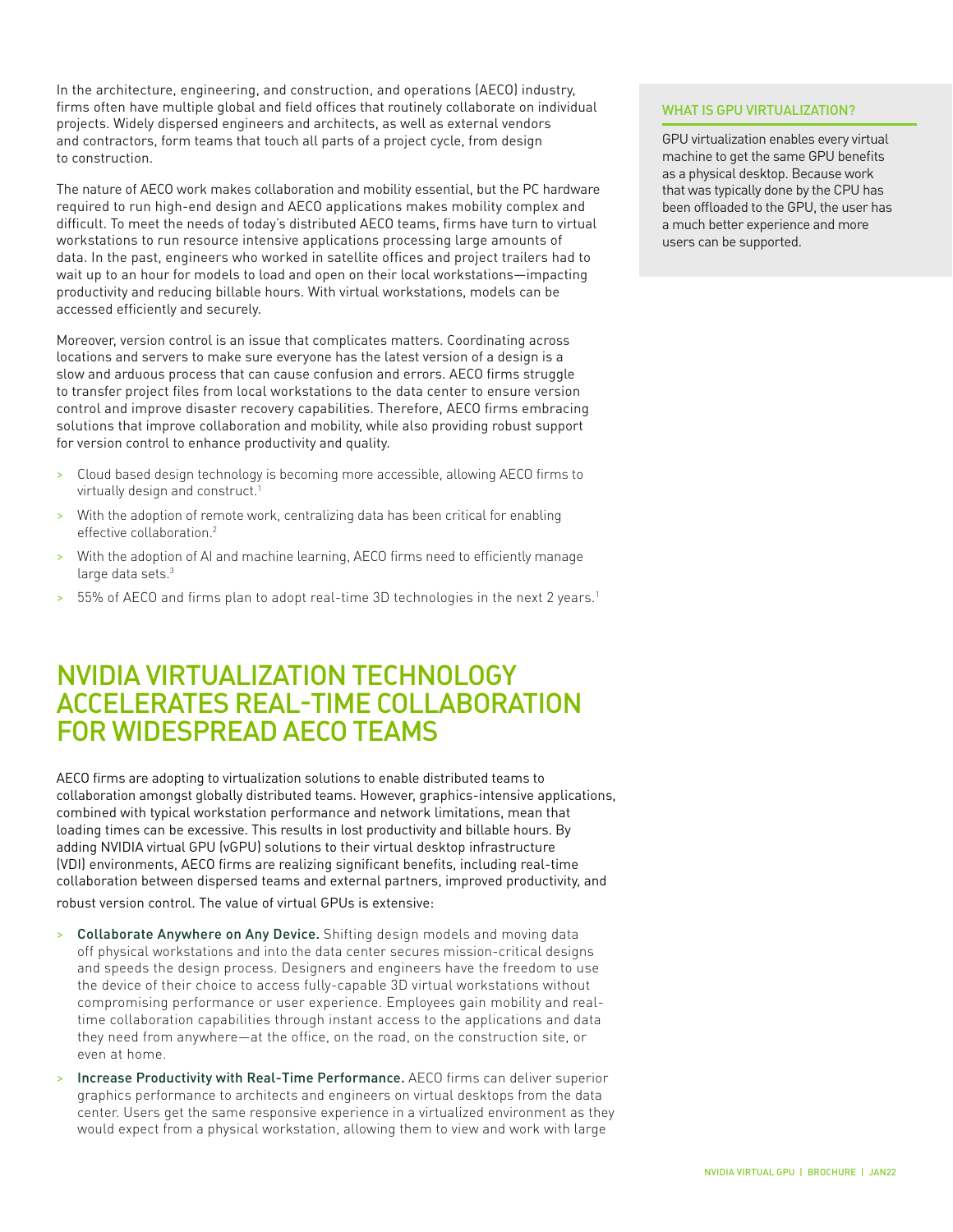In the architecture, engineering, and construction, and operations (AECO) industry, firms often have multiple global and field offices that routinely collaborate on individual projects. Widely dispersed engineers and architects, as well as external vendors and contractors, form teams that touch all parts of a project cycle, from design to construction.

The nature of AECO work makes collaboration and mobility essential, but the PC hardware required to run high-end design and AECO applications makes mobility complex and difficult. To meet the needs of today's distributed AECO teams, firms have turn to virtual workstations to run resource intensive applications processing large amounts of data. In the past, engineers who worked in satellite offices and project trailers had to wait up to an hour for models to load and open on their local workstations—impacting productivity and reducing billable hours. With virtual workstations, models can be accessed efficiently and securely.

Moreover, version control is an issue that complicates matters. Coordinating across locations and servers to make sure everyone has the latest version of a design is a slow and arduous process that can cause confusion and errors. AECO firms struggle to transfer project files from local workstations to the data center to ensure version control and improve disaster recovery capabilities. Therefore, AECO firms embracing solutions that improve collaboration and mobility, while also providing robust support for version control to enhance productivity and quality.

- Cloud based design technology is becoming more accessible, allowing AECO firms to virtually design and construct.[1]
- With the adoption of remote work, centralizing data has been critical for enabling effective collaboration.[2]
- With the adoption of AI and machine learning, AECO firms need to efficiently manage large data sets.[3]
- 55% of AECO and firms plan to adopt real-time 3D technologies in the next 2 years.[1]

### WHAT IS GPU VIRTUALIZATION?

GPU virtualization enables every virtual machine to get the same GPU benefits as a physical desktop. Because work that was typically done by the CPU has been offloaded to the GPU, the user has a much better experience and more users can be supported.

## NVIDIA VIRTUALIZATION TECHNOLOGY ACCELERATES REAL-TIME COLLABORATION FOR WIDESPREAD AECO TEAMS

AECO firms are adopting to virtualization solutions to enable distributed teams to collaboration amongst globally distributed teams. However, graphics-intensive applications, combined with typical workstation performance and network limitations, mean that loading times can be excessive. This results in lost productivity and billable hours. By adding NVIDIA virtual GPU (vGPU) solutions to their virtual desktop infrastructure (VDI) environments, AECO firms are realizing significant benefits, including real-time collaboration between dispersed teams and external partners, improved productivity, and robust version control. The value of virtual GPUs is extensive:

- **Collaborate Anywhere on Any Device.** Shifting design models and moving data off physical workstations and into the data center secures mission-critical designs and speeds the design process. Designers and engineers have the freedom to use the device of their choice to access fully-capable 3D virtual workstations without compromising performance or user experience. Employees gain mobility and real-time collaboration capabilities through instant access to the applications and data they need from anywhere—at the office, on the road, on the construction site, or even at home.
- **Increase Productivity with Real-Time Performance.** AECO firms can deliver superior graphics performance to architects and engineers on virtual desktops from the data center. Users get the same responsive experience in a virtualized environment as they would expect from a physical workstation, allowing them to view and work with large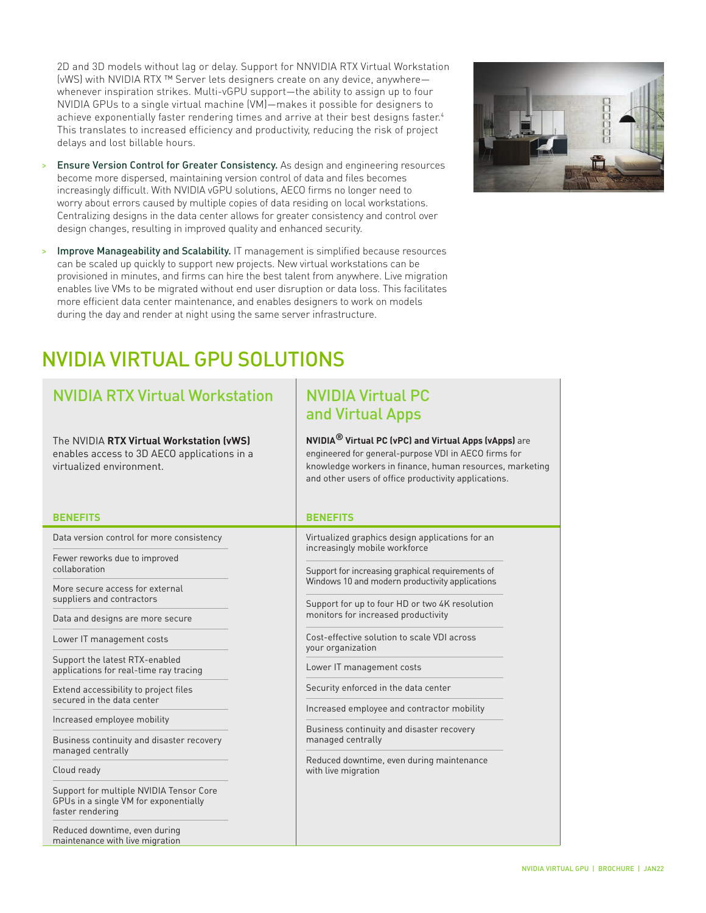2D and 3D models without lag or delay. Support for NNVIDIA RTX Virtual Workstation (vWS) with NVIDIA RTX ™ Server lets designers create on any device, anywhere—whenever inspiration strikes. Multi-vGPU support—the ability to assign up to four NVIDIA GPUs to a single virtual machine (VM)—makes it possible for designers to achieve exponentially faster rendering times and arrive at their best designs faster.[4] This translates to increased efficiency and productivity, reducing the risk of project delays and lost billable hours.

- **Ensure Version Control for Greater Consistency.** As design and engineering resources become more dispersed, maintaining version control of data and files becomes increasingly difficult. With NVIDIA vGPU solutions, AECO firms no longer need to worry about errors caused by multiple copies of data residing on local workstations. Centralizing designs in the data center allows for greater consistency and control over design changes, resulting in improved quality and enhanced security.
- **Improve Manageability and Scalability.** IT management is simplified because resources can be scaled up quickly to support new projects. New virtual workstations can be provisioned in minutes, and firms can hire the best talent from anywhere. Live migration enables live VMs to be migrated without end user disruption or data loss. This facilitates more efficient data center maintenance, and enables designers to work on models during the day and render at night using the same server infrastructure.

# NVIDIA VIRTUAL GPU SOLUTIONS

## NVIDIA RTX Virtual Workstation

The NVIDIA **RTX Virtual Workstation (vWS)** enables access to 3D AECO applications in a virtualized environment.

**BENEFITS**

- Data version control for more consistency
- Fewer reworks due to improved collaboration
- More secure access for external suppliers and contractors
- Data and designs are more secure
- Lower IT management costs
- Support the latest RTX-enabled applications for real-time ray tracing
- Extend accessibility to project files secured in the data center
- Increased employee mobility
- Business continuity and disaster recovery managed centrally
- Cloud ready
- Support for multiple NVIDIA Tensor Core GPUs in a single VM for exponentially faster rendering
- Reduced downtime, even during maintenance with live migration

## NVIDIA Virtual PC and Virtual Apps

**NVIDIA® Virtual PC (vPC) and Virtual Apps (vApps)** are engineered for general-purpose VDI in AECO firms for knowledge workers in finance, human resources, marketing and other users of office productivity applications.

**BENEFITS**

- Virtualized graphics design applications for an increasingly mobile workforce
- Support for increasing graphical requirements of Windows 10 and modern productivity applications
- Support for up to four HD or two 4K resolution monitors for increased productivity
- Cost-effective solution to scale VDI across your organization
- Lower IT management costs
- Security enforced in the data center
- Increased employee and contractor mobility
- Business continuity and disaster recovery managed centrally
- Reduced downtime, even during maintenance with live migration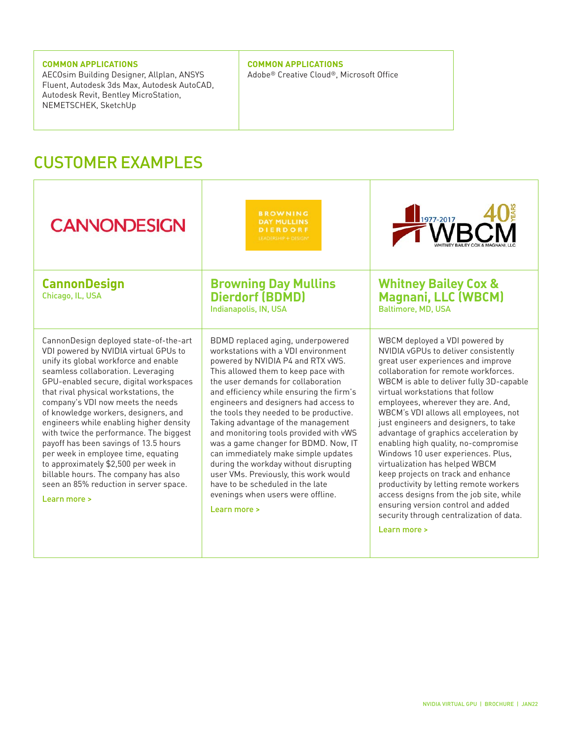| **COMMON APPLICATIONS** | **COMMON APPLICATIONS** |
| --- | --- |
| AECOsim Building Designer, Allplan, ANSYS Fluent, Autodesk 3ds Max, Autodesk AutoCAD, Autodesk Revit, Bentley MicroStation, NEMETSCHEK, SketchUp | Adobe® Creative Cloud®, Microsoft Office |

# CUSTOMER EXAMPLES

### CannonDesign
Chicago, IL, USA

CannonDesign deployed state-of-the-art VDI powered by NVIDIA virtual GPUs to unify its global workforce and enable seamless collaboration. Leveraging GPU-enabled secure, digital workspaces that rival physical workstations, the company's VDI now meets the needs of knowledge workers, designers, and engineers while enabling higher density with twice the performance. The biggest payoff has been savings of 13.5 hours per week in employee time, equating to approximately $2,500 per week in billable hours. The company has also seen an 85% reduction in server space.

Learn more >

### Browning Day Mullins Dierdorf (BDMD)
Indianapolis, IN, USA

BDMD replaced aging, underpowered workstations with a VDI environment powered by NVIDIA P4 and RTX vWS. This allowed them to keep pace with the user demands for collaboration and efficiency while ensuring the firm's engineers and designers had access to the tools they needed to be productive. Taking advantage of the management and monitoring tools provided with vWS was a game changer for BDMD. Now, IT can immediately make simple updates during the workday without disrupting user VMs. Previously, this work would have to be scheduled in the late evenings when users were offline.

Learn more >

### Whitney Bailey Cox & Magnani, LLC (WBCM)
Baltimore, MD, USA

WBCM deployed a VDI powered by NVIDIA vGPUs to deliver consistently great user experiences and improve collaboration for remote workforces. WBCM is able to deliver fully 3D-capable virtual workstations that follow employees, wherever they are. And, WBCM's VDI allows all employees, not just engineers and designers, to take advantage of graphics acceleration by enabling high quality, no-compromise Windows 10 user experiences. Plus, virtualization has helped WBCM keep projects on track and enhance productivity by letting remote workers access designs from the job site, while ensuring version control and added security through centralization of data.

Learn more >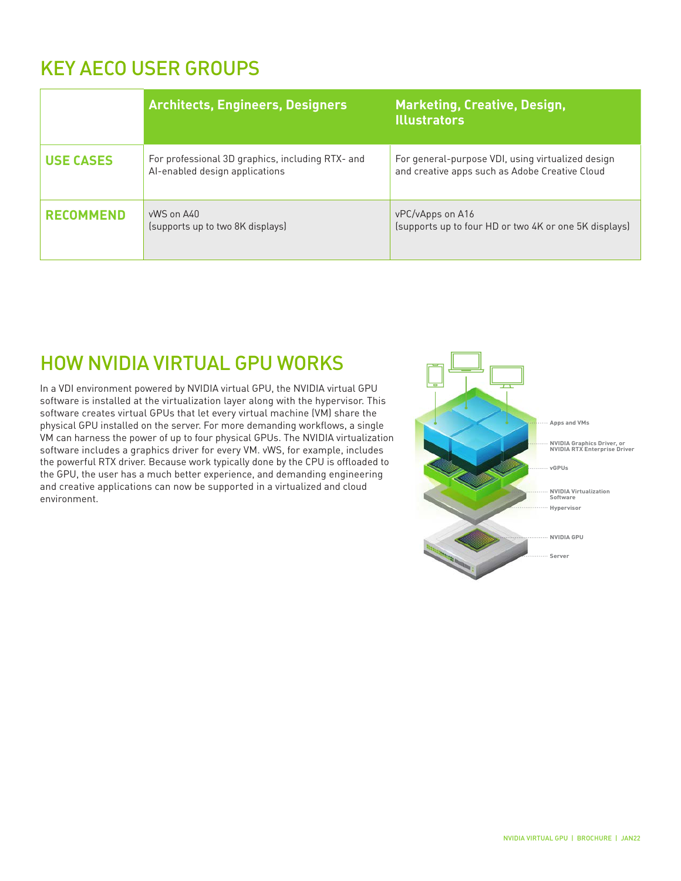## KEY AECO USER GROUPS

| | Architects, Engineers, Designers | Marketing, Creative, Design, Illustrators |
|---|---|---|
| **USE CASES** | For professional 3D graphics, including RTX- and AI-enabled design applications | For general-purpose VDI, using virtualized design and creative apps such as Adobe Creative Cloud |
| **RECOMMEND** | vWS on A40 (supports up to two 8K displays) | vPC/vApps on A16 (supports up to four HD or two 4K or one 5K displays) |

## HOW NVIDIA VIRTUAL GPU WORKS

In a VDI environment powered by NVIDIA virtual GPU, the NVIDIA virtual GPU software is installed at the virtualization layer along with the hypervisor. This software creates virtual GPUs that let every virtual machine (VM) share the physical GPU installed on the server. For more demanding workflows, a single VM can harness the power of up to four physical GPUs. The NVIDIA virtualization software includes a graphics driver for every VM. vWS, for example, includes the powerful RTX driver. Because work typically done by the CPU is offloaded to the GPU, the user has a much better experience, and demanding engineering and creative applications can now be supported in a virtualized and cloud environment.

Apps and VMs

NVIDIA Graphics Driver, or NVIDIA RTX Enterprise Driver

vGPUs

NVIDIA Virtualization Software

Hypervisor

NVIDIA GPU

Server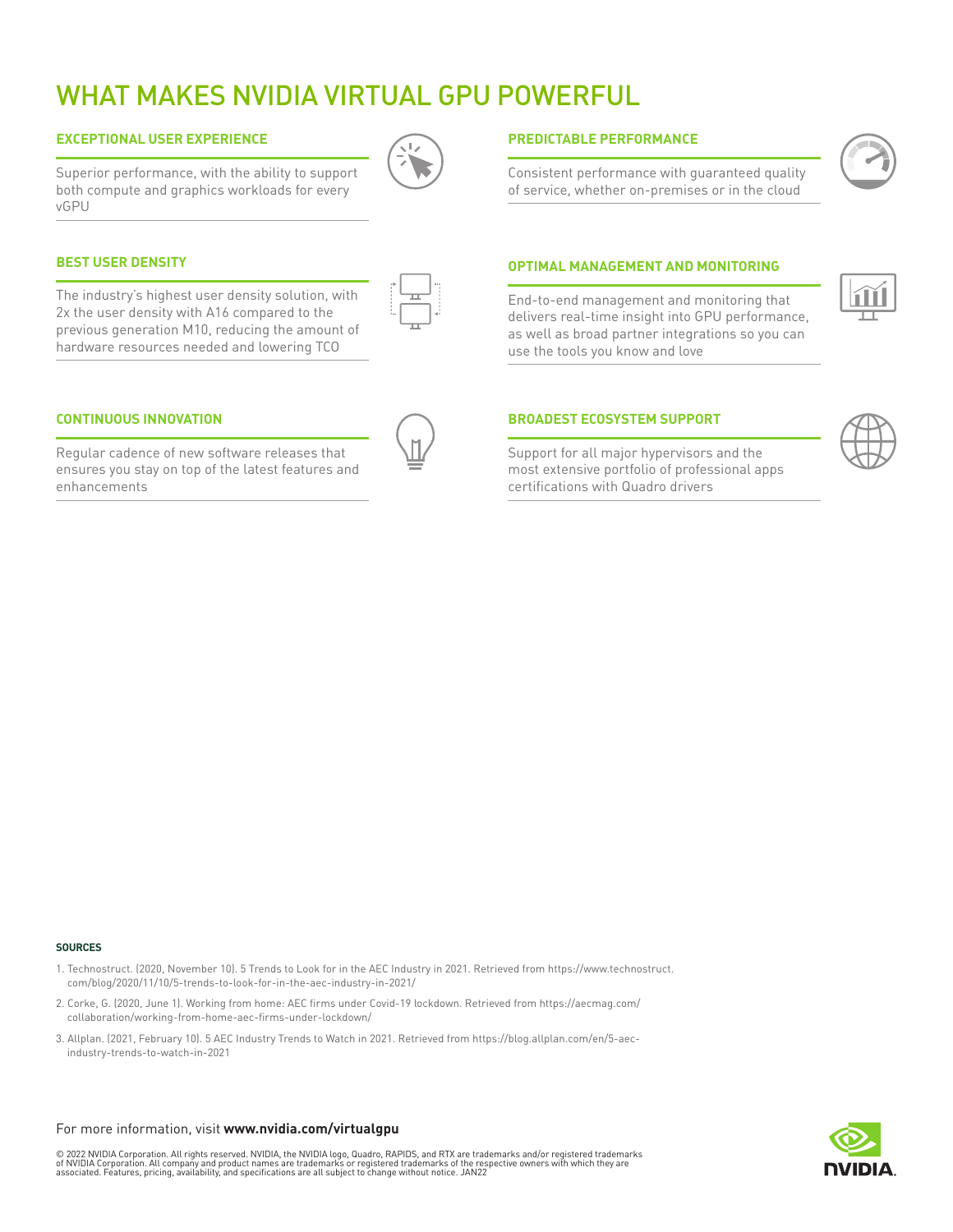# WHAT MAKES NVIDIA VIRTUAL GPU POWERFUL

### EXCEPTIONAL USER EXPERIENCE

Superior performance, with the ability to support both compute and graphics workloads for every vGPU

### PREDICTABLE PERFORMANCE

Consistent performance with guaranteed quality of service, whether on-premises or in the cloud

### BEST USER DENSITY

The industry's highest user density solution, with 2x the user density with A16 compared to the previous generation M10, reducing the amount of hardware resources needed and lowering TCO

### OPTIMAL MANAGEMENT AND MONITORING

End-to-end management and monitoring that delivers real-time insight into GPU performance, as well as broad partner integrations so you can use the tools you know and love

### CONTINUOUS INNOVATION

Regular cadence of new software releases that ensures you stay on top of the latest features and enhancements

### BROADEST ECOSYSTEM SUPPORT

Support for all major hypervisors and the most extensive portfolio of professional apps certifications with Quadro drivers

**SOURCES**

1. Technostruct. (2020, November 10). 5 Trends to Look for in the AEC Industry in 2021. Retrieved from https://www.technostruct.com/blog/2020/11/10/5-trends-to-look-for-in-the-aec-industry-in-2021/
2. Corke, G. (2020, June 1). Working from home: AEC firms under Covid-19 lockdown. Retrieved from https://aecmag.com/collaboration/working-from-home-aec-firms-under-lockdown/
3. Allplan. (2021, February 10). 5 AEC Industry Trends to Watch in 2021. Retrieved from https://blog.allplan.com/en/5-aec-industry-trends-to-watch-in-2021

For more information, visit **www.nvidia.com/virtualgpu**

© 2022 NVIDIA Corporation. All rights reserved. NVIDIA, the NVIDIA logo, Quadro, RAPIDS, and RTX are trademarks and/or registered trademarks of NVIDIA Corporation. All company and product names are trademarks or registered trademarks of the respective owners with which they are associated. Features, pricing, availability, and specifications are all subject to change without notice. JAN22